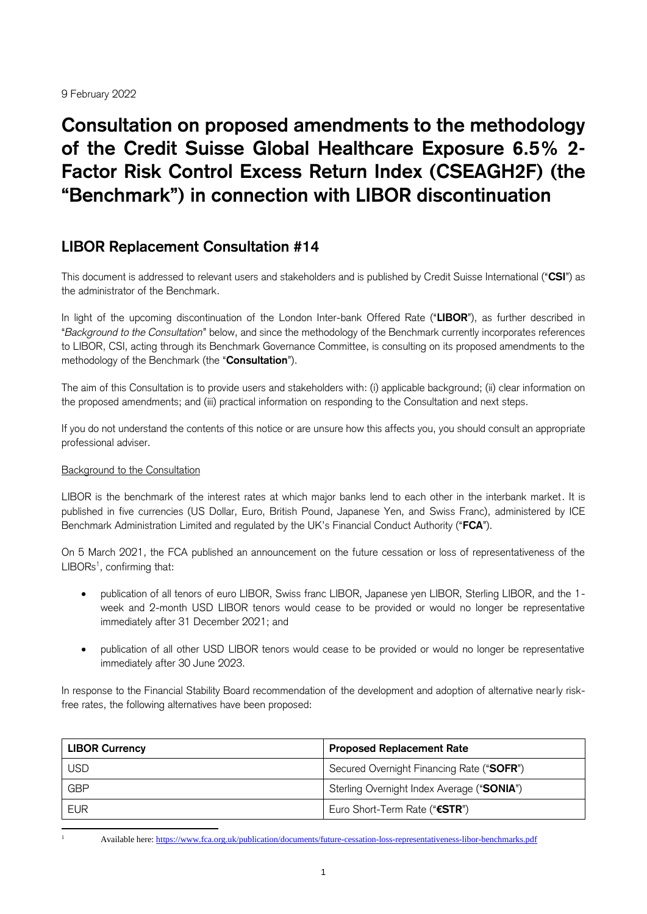9 February 2022

# Consultation on proposed amendments to the methodology of the Credit Suisse Global Healthcare Exposure 6.5% 2-Factor Risk Control Excess Return Index (CSEAGH2F) (the "Benchmark") in connection with LIBOR discontinuation

## LIBOR Replacement Consultation #14

This document is addressed to relevant users and stakeholders and is published by Credit Suisse International ("**CSI**") as the administrator of the Benchmark.

In light of the upcoming discontinuation of the London Inter-bank Offered Rate ("**LIBOR**"), as further described in "*Background to the Consultation*" below, and since the methodology of the Benchmark currently incorporates references to LIBOR, CSI, acting through its Benchmark Governance Committee, is consulting on its proposed amendments to the methodology of the Benchmark (the "**Consultation**").

The aim of this Consultation is to provide users and stakeholders with: (i) applicable background; (ii) clear information on the proposed amendments; and (iii) practical information on responding to the Consultation and next steps.

If you do not understand the contents of this notice or are unsure how this affects you, you should consult an appropriate professional adviser.

Background to the Consultation

LIBOR is the benchmark of the interest rates at which major banks lend to each other in the interbank market. It is published in five currencies (US Dollar, Euro, British Pound, Japanese Yen, and Swiss Franc), administered by ICE Benchmark Administration Limited and regulated by the UK's Financial Conduct Authority ("**FCA**").

On 5 March 2021, the FCA published an announcement on the future cessation or loss of representativeness of the LIBORs[1], confirming that:

- publication of all tenors of euro LIBOR, Swiss franc LIBOR, Japanese yen LIBOR, Sterling LIBOR, and the 1-week and 2-month USD LIBOR tenors would cease to be provided or would no longer be representative immediately after 31 December 2021; and
- publication of all other USD LIBOR tenors would cease to be provided or would no longer be representative immediately after 30 June 2023.

In response to the Financial Stability Board recommendation of the development and adoption of alternative nearly risk-free rates, the following alternatives have been proposed:

| LIBOR Currency | Proposed Replacement Rate |
|---|---|
| USD | Secured Overnight Financing Rate ("**SOFR**") |
| GBP | Sterling Overnight Index Average ("**SONIA**") |
| EUR | Euro Short-Term Rate ("**€STR**") |

[1] Available here: https://www.fca.org.uk/publication/documents/future-cessation-loss-representativeness-libor-benchmarks.pdf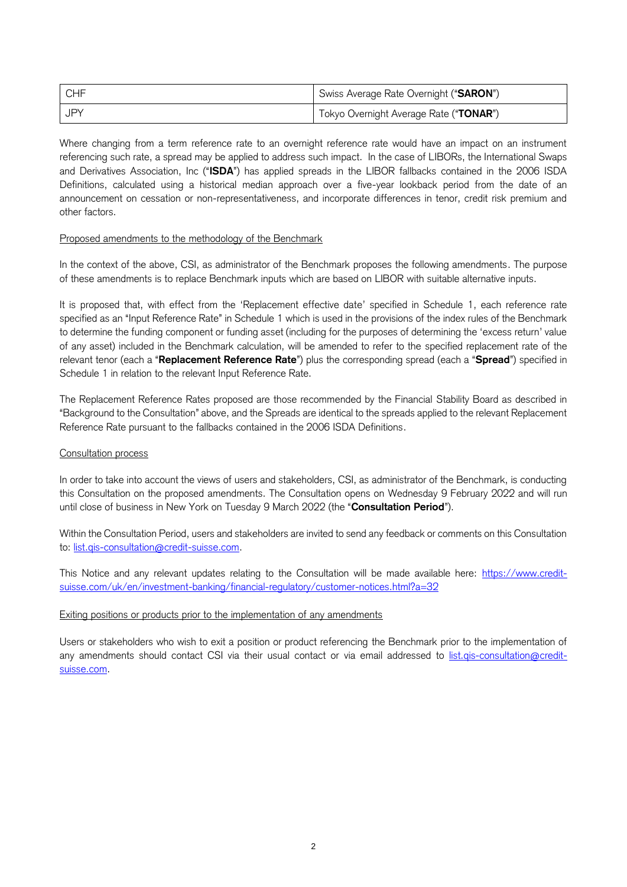| CHF | Swiss Average Rate Overnight ("**SARON**") |
|---|---|
| JPY | Tokyo Overnight Average Rate ("**TONAR**") |

Where changing from a term reference rate to an overnight reference rate would have an impact on an instrument referencing such rate, a spread may be applied to address such impact. In the case of LIBORs, the International Swaps and Derivatives Association, Inc ("**ISDA**") has applied spreads in the LIBOR fallbacks contained in the 2006 ISDA Definitions, calculated using a historical median approach over a five-year lookback period from the date of an announcement on cessation or non-representativeness, and incorporate differences in tenor, credit risk premium and other factors.

Proposed amendments to the methodology of the Benchmark

In the context of the above, CSI, as administrator of the Benchmark proposes the following amendments. The purpose of these amendments is to replace Benchmark inputs which are based on LIBOR with suitable alternative inputs.

It is proposed that, with effect from the 'Replacement effective date' specified in Schedule 1, each reference rate specified as an "Input Reference Rate" in Schedule 1 which is used in the provisions of the index rules of the Benchmark to determine the funding component or funding asset (including for the purposes of determining the 'excess return' value of any asset) included in the Benchmark calculation, will be amended to refer to the specified replacement rate of the relevant tenor (each a "**Replacement Reference Rate**") plus the corresponding spread (each a "**Spread**") specified in Schedule 1 in relation to the relevant Input Reference Rate.

The Replacement Reference Rates proposed are those recommended by the Financial Stability Board as described in "Background to the Consultation" above, and the Spreads are identical to the spreads applied to the relevant Replacement Reference Rate pursuant to the fallbacks contained in the 2006 ISDA Definitions.

Consultation process

In order to take into account the views of users and stakeholders, CSI, as administrator of the Benchmark, is conducting this Consultation on the proposed amendments. The Consultation opens on Wednesday 9 February 2022 and will run until close of business in New York on Tuesday 9 March 2022 (the "**Consultation Period**").

Within the Consultation Period, users and stakeholders are invited to send any feedback or comments on this Consultation to: list.qis-consultation@credit-suisse.com.

This Notice and any relevant updates relating to the Consultation will be made available here: https://www.credit-suisse.com/uk/en/investment-banking/financial-regulatory/customer-notices.html?a=32

Exiting positions or products prior to the implementation of any amendments

Users or stakeholders who wish to exit a position or product referencing the Benchmark prior to the implementation of any amendments should contact CSI via their usual contact or via email addressed to list.qis-consultation@credit-suisse.com.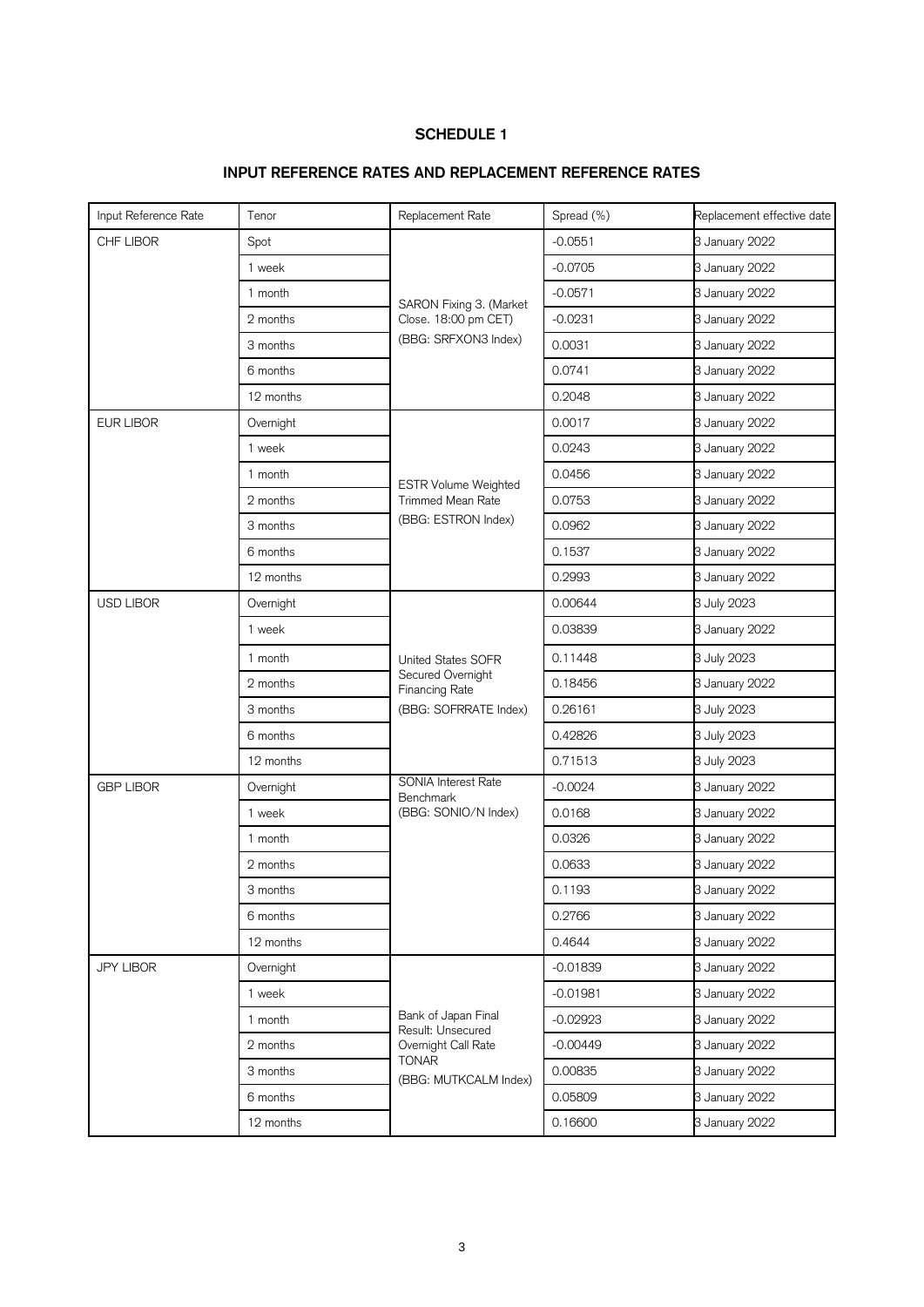**SCHEDULE 1**

**INPUT REFERENCE RATES AND REPLACEMENT REFERENCE RATES**

| Input Reference Rate | Tenor | Replacement Rate | Spread (%) | Replacement effective date |
|---|---|---|---|---|
| CHF LIBOR | Spot | SARON Fixing 3. (Market Close. 18:00 pm CET) (BBG: SRFXON3 Index) | -0.0551 | 3 January 2022 |
| | 1 week | | -0.0705 | 3 January 2022 |
| | 1 month | | -0.0571 | 3 January 2022 |
| | 2 months | | -0.0231 | 3 January 2022 |
| | 3 months | | 0.0031 | 3 January 2022 |
| | 6 months | | 0.0741 | 3 January 2022 |
| | 12 months | | 0.2048 | 3 January 2022 |
| EUR LIBOR | Overnight | ESTR Volume Weighted Trimmed Mean Rate (BBG: ESTRON Index) | 0.0017 | 3 January 2022 |
| | 1 week | | 0.0243 | 3 January 2022 |
| | 1 month | | 0.0456 | 3 January 2022 |
| | 2 months | | 0.0753 | 3 January 2022 |
| | 3 months | | 0.0962 | 3 January 2022 |
| | 6 months | | 0.1537 | 3 January 2022 |
| | 12 months | | 0.2993 | 3 January 2022 |
| USD LIBOR | Overnight | United States SOFR Secured Overnight Financing Rate (BBG: SOFRRATE Index) | 0.00644 | 3 July 2023 |
| | 1 week | | 0.03839 | 3 January 2022 |
| | 1 month | | 0.11448 | 3 July 2023 |
| | 2 months | | 0.18456 | 3 January 2022 |
| | 3 months | | 0.26161 | 3 July 2023 |
| | 6 months | | 0.42826 | 3 July 2023 |
| | 12 months | | 0.71513 | 3 July 2023 |
| GBP LIBOR | Overnight | SONIA Interest Rate Benchmark (BBG: SONIO/N Index) | -0.0024 | 3 January 2022 |
| | 1 week | | 0.0168 | 3 January 2022 |
| | 1 month | | 0.0326 | 3 January 2022 |
| | 2 months | | 0.0633 | 3 January 2022 |
| | 3 months | | 0.1193 | 3 January 2022 |
| | 6 months | | 0.2766 | 3 January 2022 |
| | 12 months | | 0.4644 | 3 January 2022 |
| JPY LIBOR | Overnight | Bank of Japan Final Result: Unsecured Overnight Call Rate TONAR (BBG: MUTKCALM Index) | -0.01839 | 3 January 2022 |
| | 1 week | | -0.01981 | 3 January 2022 |
| | 1 month | | -0.02923 | 3 January 2022 |
| | 2 months | | -0.00449 | 3 January 2022 |
| | 3 months | | 0.00835 | 3 January 2022 |
| | 6 months | | 0.05809 | 3 January 2022 |
| | 12 months | | 0.16600 | 3 January 2022 |